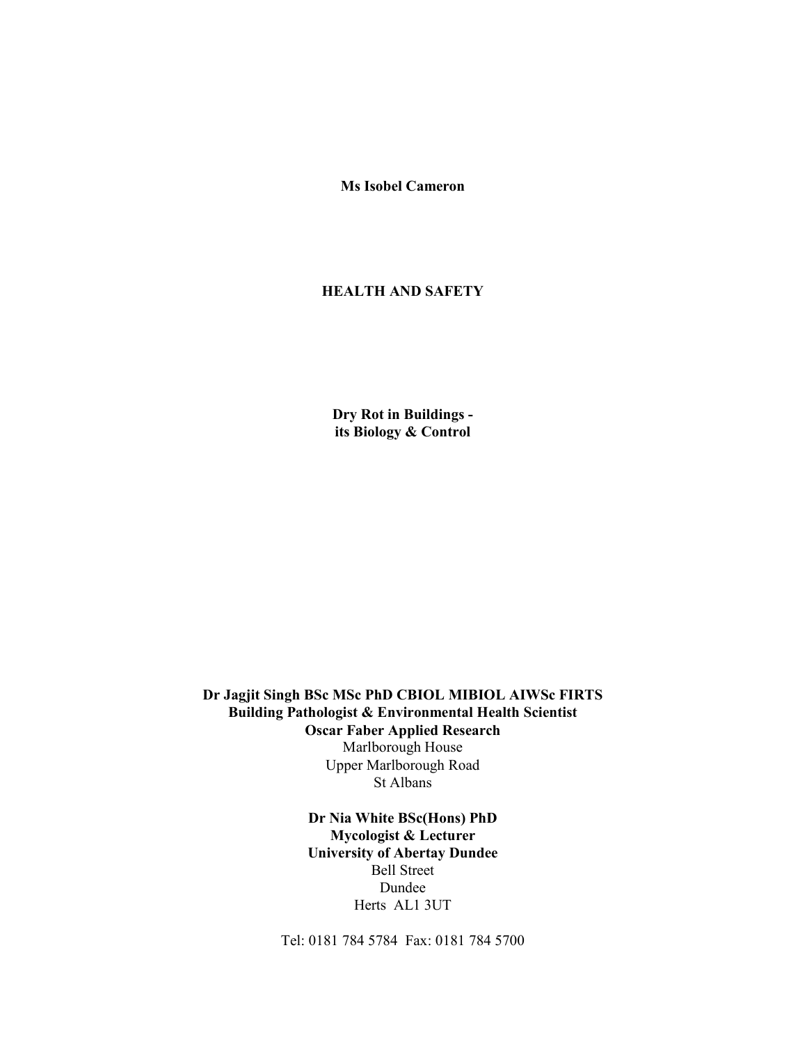**Ms Isobel Cameron**

**HEALTH AND SAFETY**

**Dry Rot in Buildings -**
**its Biology & Control**

**Dr Jagjit Singh BSc MSc PhD CBIOL MIBIOL AIWSc FIRTS**
**Building Pathologist & Environmental Health Scientist**
**Oscar Faber Applied Research**
Marlborough House
Upper Marlborough Road
St Albans

**Dr Nia White BSc(Hons) PhD**
**Mycologist & Lecturer**
**University of Abertay Dundee**
Bell Street
Dundee
Herts AL1 3UT

Tel: 0181 784 5784 Fax: 0181 784 5700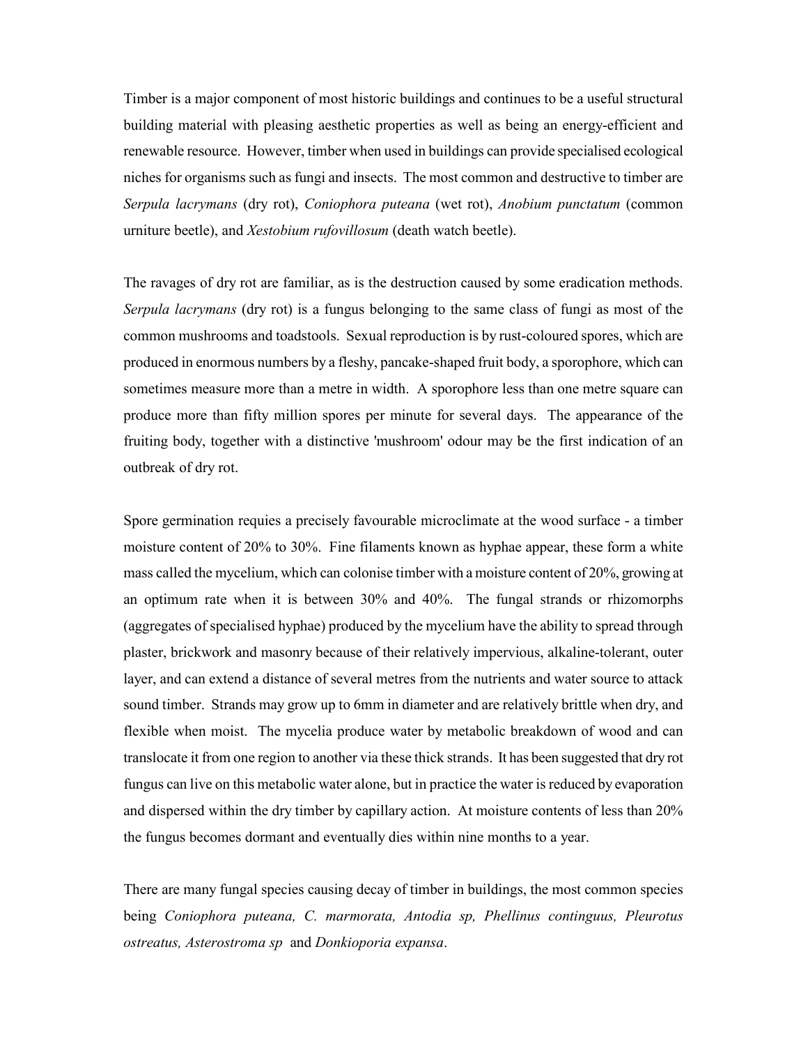Timber is a major component of most historic buildings and continues to be a useful structural building material with pleasing aesthetic properties as well as being an energy-efficient and renewable resource. However, timber when used in buildings can provide specialised ecological niches for organisms such as fungi and insects. The most common and destructive to timber are *Serpula lacrymans* (dry rot), *Coniophora puteana* (wet rot), *Anobium punctatum* (common urniture beetle), and *Xestobium rufovillosum* (death watch beetle).

The ravages of dry rot are familiar, as is the destruction caused by some eradication methods. *Serpula lacrymans* (dry rot) is a fungus belonging to the same class of fungi as most of the common mushrooms and toadstools. Sexual reproduction is by rust-coloured spores, which are produced in enormous numbers by a fleshy, pancake-shaped fruit body, a sporophore, which can sometimes measure more than a metre in width. A sporophore less than one metre square can produce more than fifty million spores per minute for several days. The appearance of the fruiting body, together with a distinctive 'mushroom' odour may be the first indication of an outbreak of dry rot.

Spore germination requies a precisely favourable microclimate at the wood surface - a timber moisture content of 20% to 30%. Fine filaments known as hyphae appear, these form a white mass called the mycelium, which can colonise timber with a moisture content of 20%, growing at an optimum rate when it is between 30% and 40%. The fungal strands or rhizomorphs (aggregates of specialised hyphae) produced by the mycelium have the ability to spread through plaster, brickwork and masonry because of their relatively impervious, alkaline-tolerant, outer layer, and can extend a distance of several metres from the nutrients and water source to attack sound timber. Strands may grow up to 6mm in diameter and are relatively brittle when dry, and flexible when moist. The mycelia produce water by metabolic breakdown of wood and can translocate it from one region to another via these thick strands. It has been suggested that dry rot fungus can live on this metabolic water alone, but in practice the water is reduced by evaporation and dispersed within the dry timber by capillary action. At moisture contents of less than 20% the fungus becomes dormant and eventually dies within nine months to a year.

There are many fungal species causing decay of timber in buildings, the most common species being *Coniophora puteana, C. marmorata, Antodia sp, Phellinus continguus, Pleurotus ostreatus, Asterostroma sp* and *Donkioporia expansa*.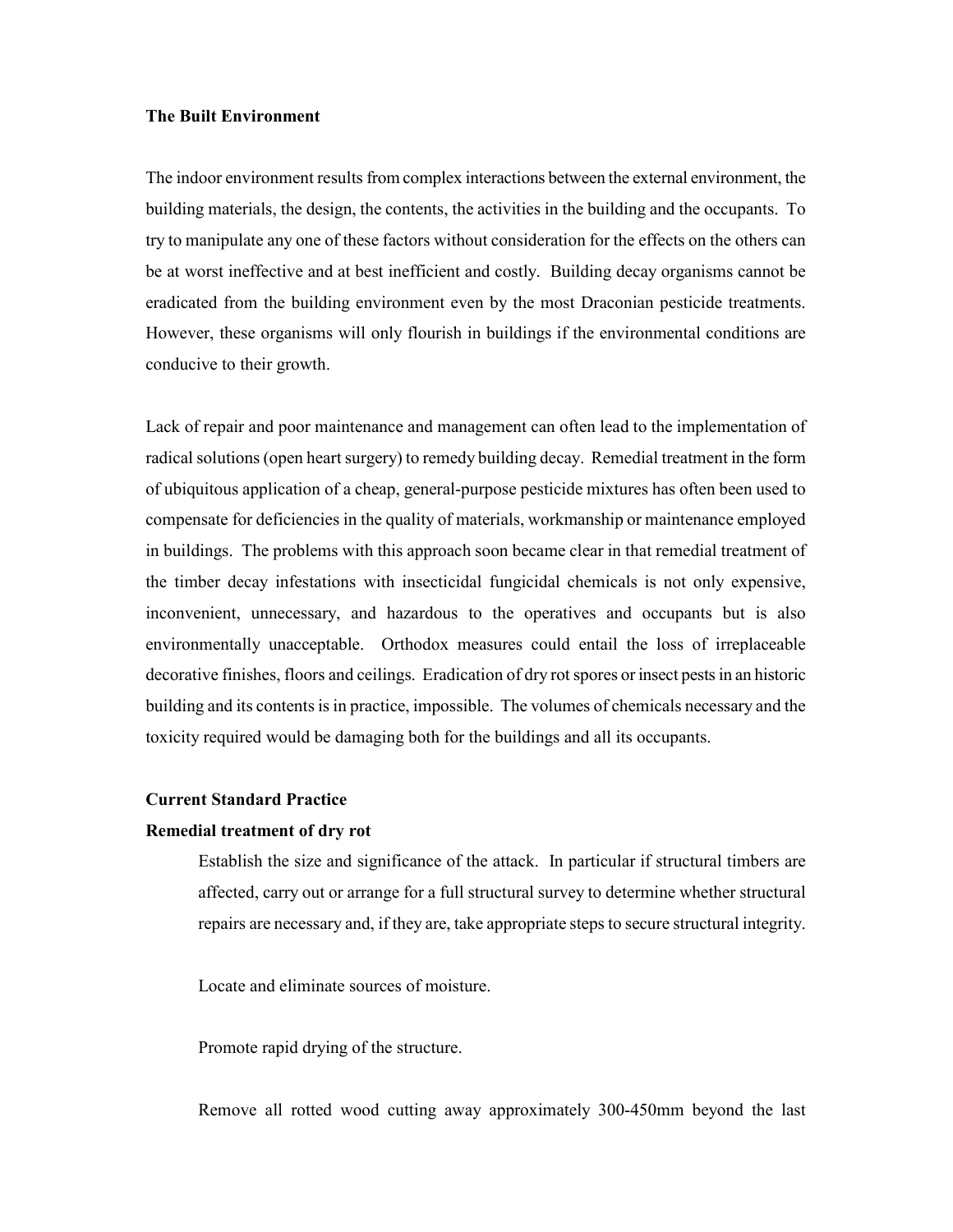**The Built Environment**

The indoor environment results from complex interactions between the external environment, the building materials, the design, the contents, the activities in the building and the occupants. To try to manipulate any one of these factors without consideration for the effects on the others can be at worst ineffective and at best inefficient and costly. Building decay organisms cannot be eradicated from the building environment even by the most Draconian pesticide treatments. However, these organisms will only flourish in buildings if the environmental conditions are conducive to their growth.

Lack of repair and poor maintenance and management can often lead to the implementation of radical solutions (open heart surgery) to remedy building decay. Remedial treatment in the form of ubiquitous application of a cheap, general-purpose pesticide mixtures has often been used to compensate for deficiencies in the quality of materials, workmanship or maintenance employed in buildings. The problems with this approach soon became clear in that remedial treatment of the timber decay infestations with insecticidal fungicidal chemicals is not only expensive, inconvenient, unnecessary, and hazardous to the operatives and occupants but is also environmentally unacceptable. Orthodox measures could entail the loss of irreplaceable decorative finishes, floors and ceilings. Eradication of dry rot spores or insect pests in an historic building and its contents is in practice, impossible. The volumes of chemicals necessary and the toxicity required would be damaging both for the buildings and all its occupants.

**Current Standard Practice**

**Remedial treatment of dry rot**

Establish the size and significance of the attack. In particular if structural timbers are affected, carry out or arrange for a full structural survey to determine whether structural repairs are necessary and, if they are, take appropriate steps to secure structural integrity.

Locate and eliminate sources of moisture.

Promote rapid drying of the structure.

Remove all rotted wood cutting away approximately 300-450mm beyond the last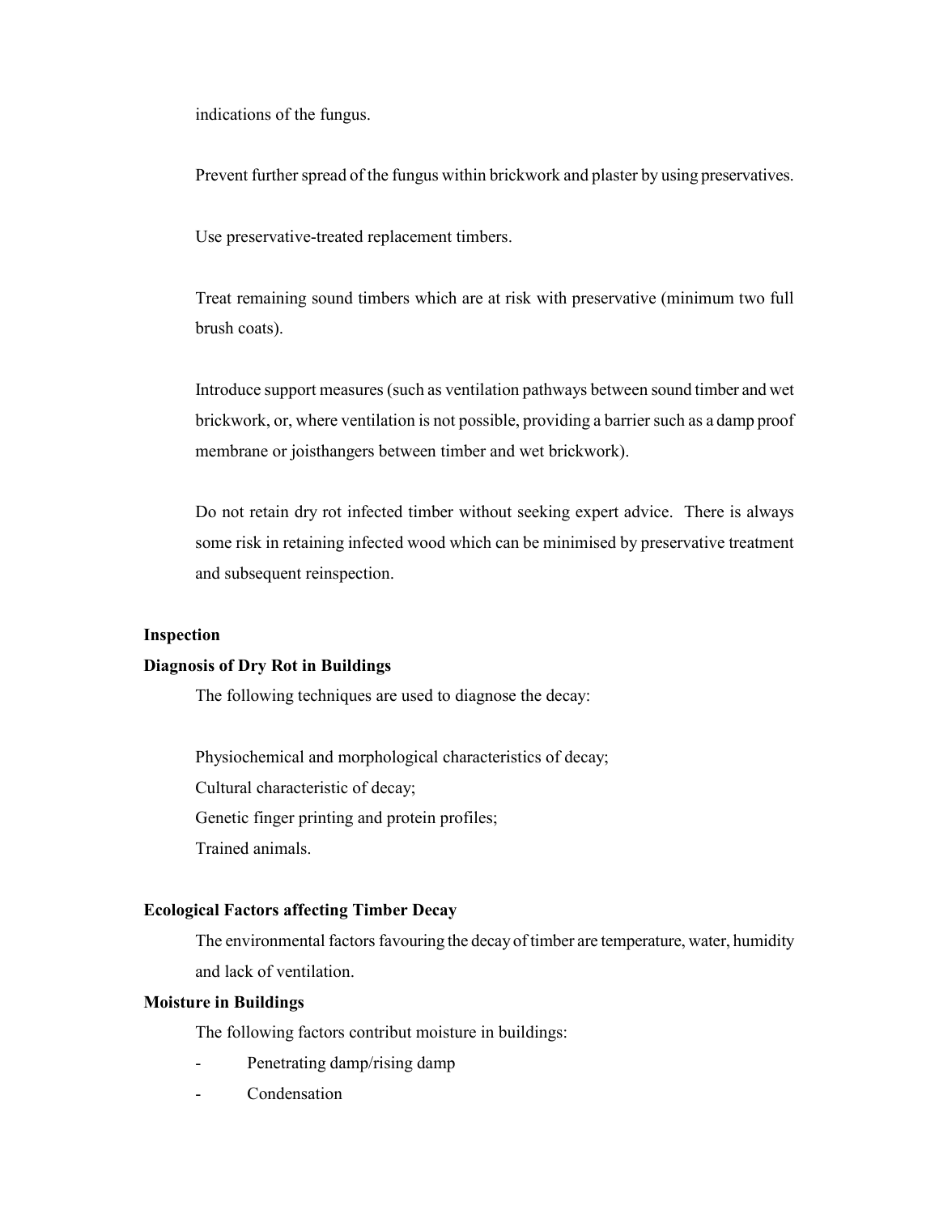indications of the fungus.

Prevent further spread of the fungus within brickwork and plaster by using preservatives.

Use preservative-treated replacement timbers.

Treat remaining sound timbers which are at risk with preservative (minimum two full brush coats).

Introduce support measures (such as ventilation pathways between sound timber and wet brickwork, or, where ventilation is not possible, providing a barrier such as a damp proof membrane or joisthangers between timber and wet brickwork).

Do not retain dry rot infected timber without seeking expert advice. There is always some risk in retaining infected wood which can be minimised by preservative treatment and subsequent reinspection.

**Inspection**

**Diagnosis of Dry Rot in Buildings**

The following techniques are used to diagnose the decay:

Physiochemical and morphological characteristics of decay;
Cultural characteristic of decay;
Genetic finger printing and protein profiles;
Trained animals.

**Ecological Factors affecting Timber Decay**

The environmental factors favouring the decay of timber are temperature, water, humidity and lack of ventilation.

**Moisture in Buildings**

The following factors contribut moisture in buildings:

- Penetrating damp/rising damp
- Condensation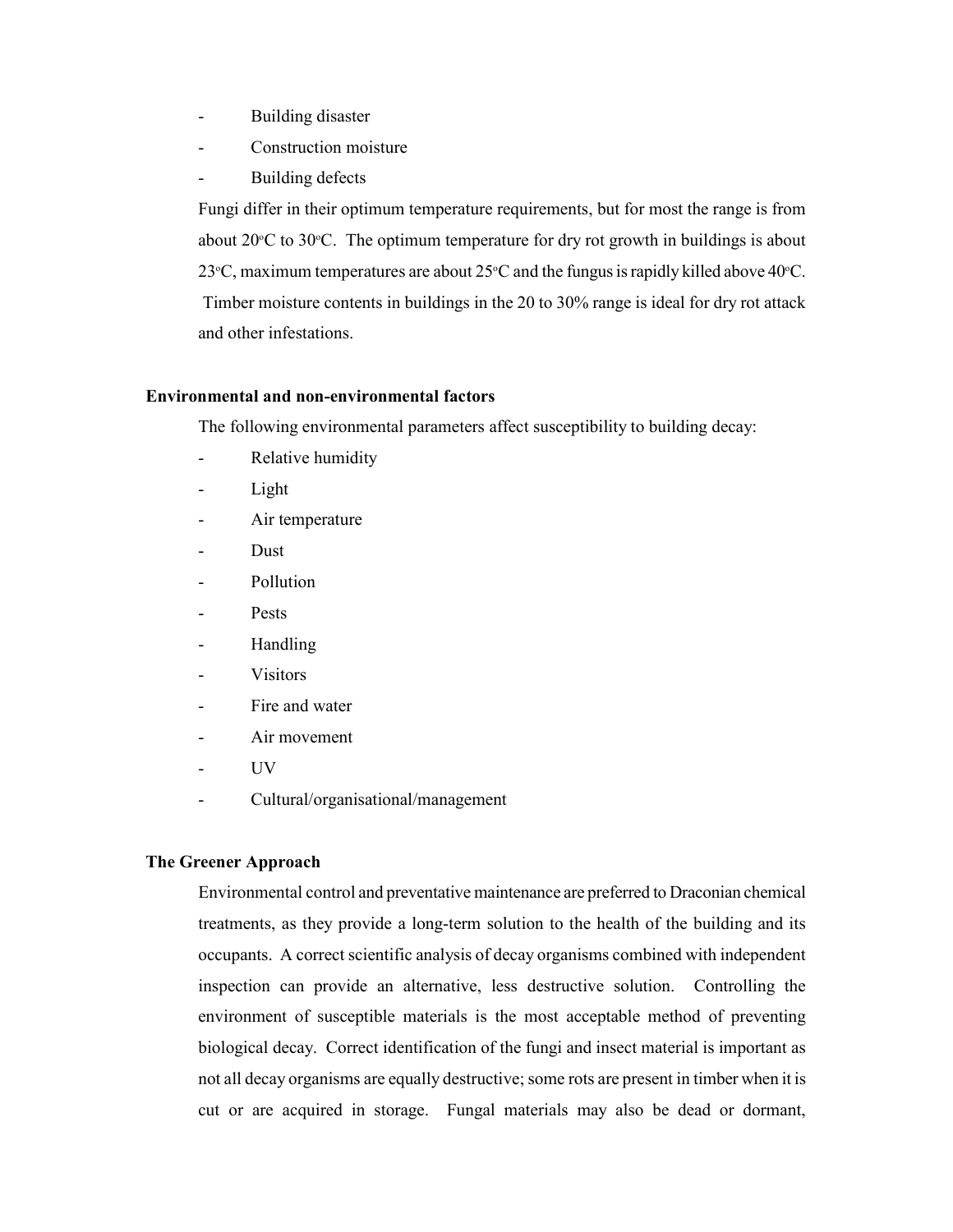- Building disaster
- Construction moisture
- Building defects

Fungi differ in their optimum temperature requirements, but for most the range is from about 20°C to 30°C. The optimum temperature for dry rot growth in buildings is about 23°C, maximum temperatures are about 25°C and the fungus is rapidly killed above 40°C. Timber moisture contents in buildings in the 20 to 30% range is ideal for dry rot attack and other infestations.

**Environmental and non-environmental factors**

The following environmental parameters affect susceptibility to building decay:

- Relative humidity
- Light
- Air temperature
- Dust
- Pollution
- Pests
- Handling
- Visitors
- Fire and water
- Air movement
- UV
- Cultural/organisational/management

**The Greener Approach**

Environmental control and preventative maintenance are preferred to Draconian chemical treatments, as they provide a long-term solution to the health of the building and its occupants. A correct scientific analysis of decay organisms combined with independent inspection can provide an alternative, less destructive solution. Controlling the environment of susceptible materials is the most acceptable method of preventing biological decay. Correct identification of the fungi and insect material is important as not all decay organisms are equally destructive; some rots are present in timber when it is cut or are acquired in storage. Fungal materials may also be dead or dormant,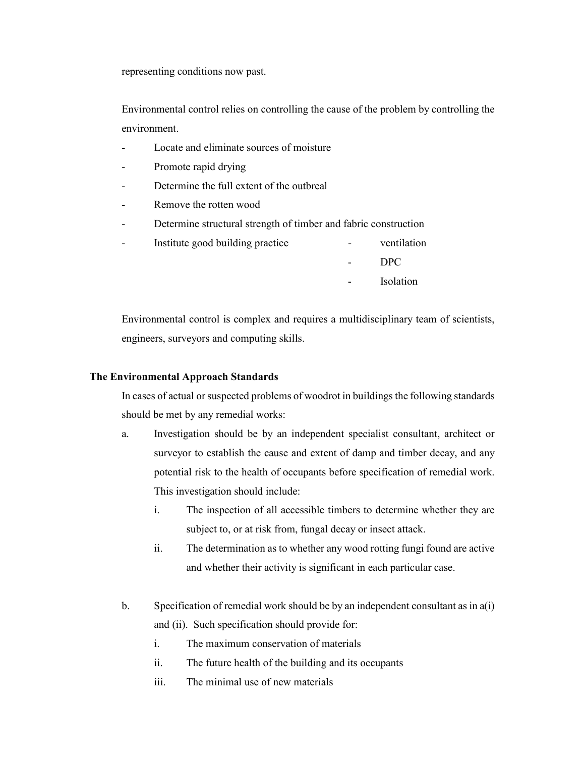representing conditions now past.

Environmental control relies on controlling the cause of the problem by controlling the environment.

- Locate and eliminate sources of moisture
- Promote rapid drying
- Determine the full extent of the outbreal
- Remove the rotten wood
- Determine structural strength of timber and fabric construction
- Institute good building practice
  - ventilation
  - DPC
  - Isolation

Environmental control is complex and requires a multidisciplinary team of scientists, engineers, surveyors and computing skills.

**The Environmental Approach Standards**

In cases of actual or suspected problems of woodrot in buildings the following standards should be met by any remedial works:

a. Investigation should be by an independent specialist consultant, architect or surveyor to establish the cause and extent of damp and timber decay, and any potential risk to the health of occupants before specification of remedial work. This investigation should include:
   i. The inspection of all accessible timbers to determine whether they are subject to, or at risk from, fungal decay or insect attack.
   ii. The determination as to whether any wood rotting fungi found are active and whether their activity is significant in each particular case.

b. Specification of remedial work should be by an independent consultant as in a(i) and (ii). Such specification should provide for:
   i. The maximum conservation of materials
   ii. The future health of the building and its occupants
   iii. The minimal use of new materials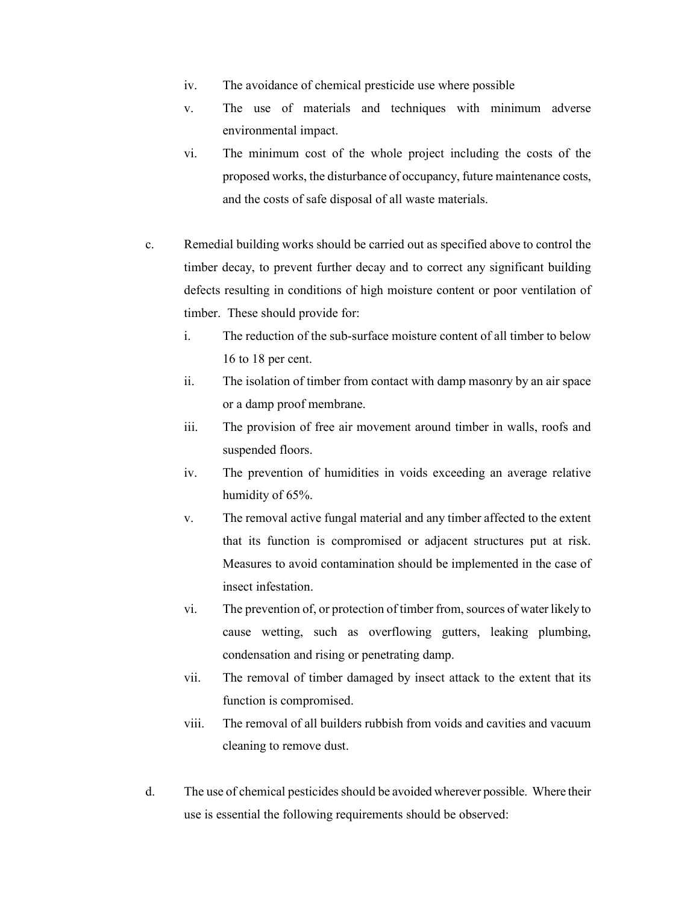iv. The avoidance of chemical presticide use where possible

v. The use of materials and techniques with minimum adverse environmental impact.

vi. The minimum cost of the whole project including the costs of the proposed works, the disturbance of occupancy, future maintenance costs, and the costs of safe disposal of all waste materials.

c. Remedial building works should be carried out as specified above to control the timber decay, to prevent further decay and to correct any significant building defects resulting in conditions of high moisture content or poor ventilation of timber. These should provide for:

   i. The reduction of the sub-surface moisture content of all timber to below 16 to 18 per cent.

   ii. The isolation of timber from contact with damp masonry by an air space or a damp proof membrane.

   iii. The provision of free air movement around timber in walls, roofs and suspended floors.

   iv. The prevention of humidities in voids exceeding an average relative humidity of 65%.

   v. The removal active fungal material and any timber affected to the extent that its function is compromised or adjacent structures put at risk. Measures to avoid contamination should be implemented in the case of insect infestation.

   vi. The prevention of, or protection of timber from, sources of water likely to cause wetting, such as overflowing gutters, leaking plumbing, condensation and rising or penetrating damp.

   vii. The removal of timber damaged by insect attack to the extent that its function is compromised.

   viii. The removal of all builders rubbish from voids and cavities and vacuum cleaning to remove dust.

d. The use of chemical pesticides should be avoided wherever possible. Where their use is essential the following requirements should be observed: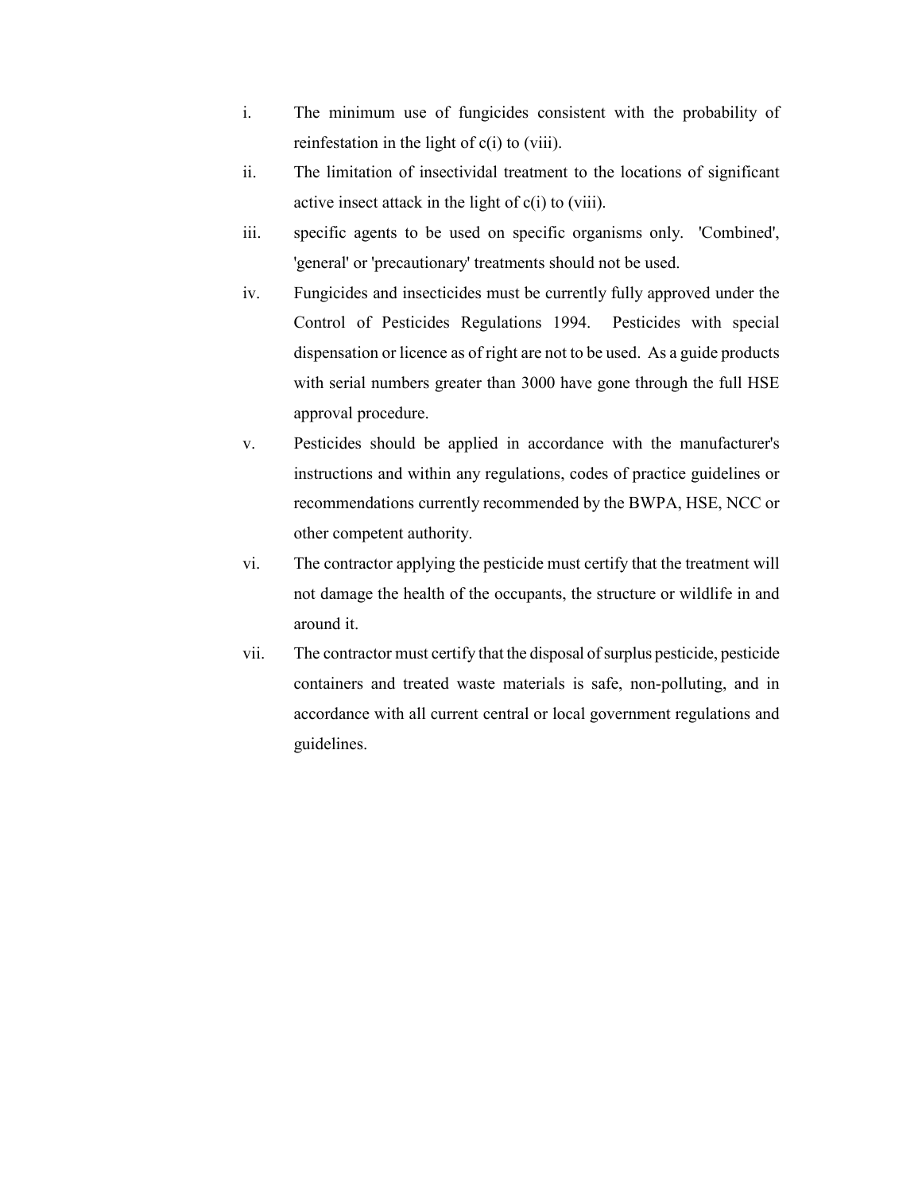i. The minimum use of fungicides consistent with the probability of reinfestation in the light of c(i) to (viii).

ii. The limitation of insectividal treatment to the locations of significant active insect attack in the light of c(i) to (viii).

iii. specific agents to be used on specific organisms only. 'Combined', 'general' or 'precautionary' treatments should not be used.

iv. Fungicides and insecticides must be currently fully approved under the Control of Pesticides Regulations 1994. Pesticides with special dispensation or licence as of right are not to be used. As a guide products with serial numbers greater than 3000 have gone through the full HSE approval procedure.

v. Pesticides should be applied in accordance with the manufacturer's instructions and within any regulations, codes of practice guidelines or recommendations currently recommended by the BWPA, HSE, NCC or other competent authority.

vi. The contractor applying the pesticide must certify that the treatment will not damage the health of the occupants, the structure or wildlife in and around it.

vii. The contractor must certify that the disposal of surplus pesticide, pesticide containers and treated waste materials is safe, non-polluting, and in accordance with all current central or local government regulations and guidelines.